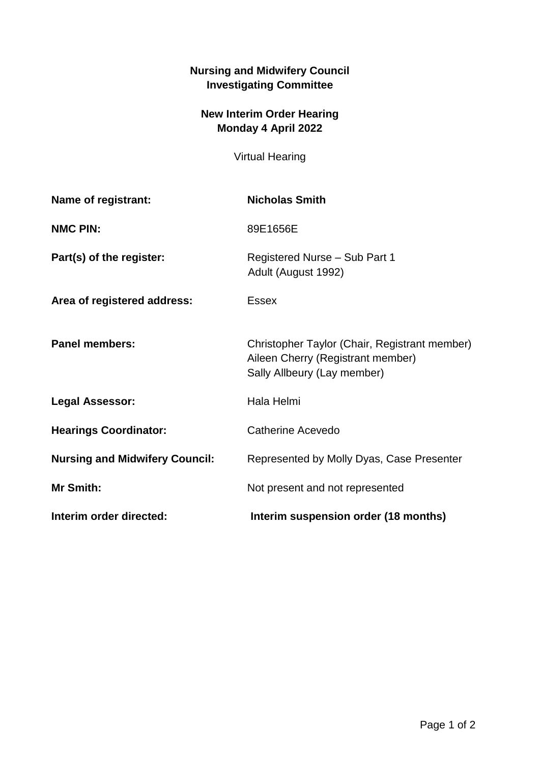**Nursing and Midwifery Council**
**Investigating Committee**

**New Interim Order Hearing**
**Monday 4 April 2022**

Virtual Hearing

| | |
|---|---|
| **Name of registrant:** | **Nicholas Smith** |
| **NMC PIN:** | 89E1656E |
| **Part(s) of the register:** | Registered Nurse – Sub Part 1<br>Adult (August 1992) |
| **Area of registered address:** | Essex |
| **Panel members:** | Christopher Taylor (Chair, Registrant member)<br>Aileen Cherry (Registrant member)<br>Sally Allbeury (Lay member) |
| **Legal Assessor:** | Hala Helmi |
| **Hearings Coordinator:** | Catherine Acevedo |
| **Nursing and Midwifery Council:** | Represented by Molly Dyas, Case Presenter |
| **Mr Smith:** | Not present and not represented |
| **Interim order directed:** | **Interim suspension order (18 months)** |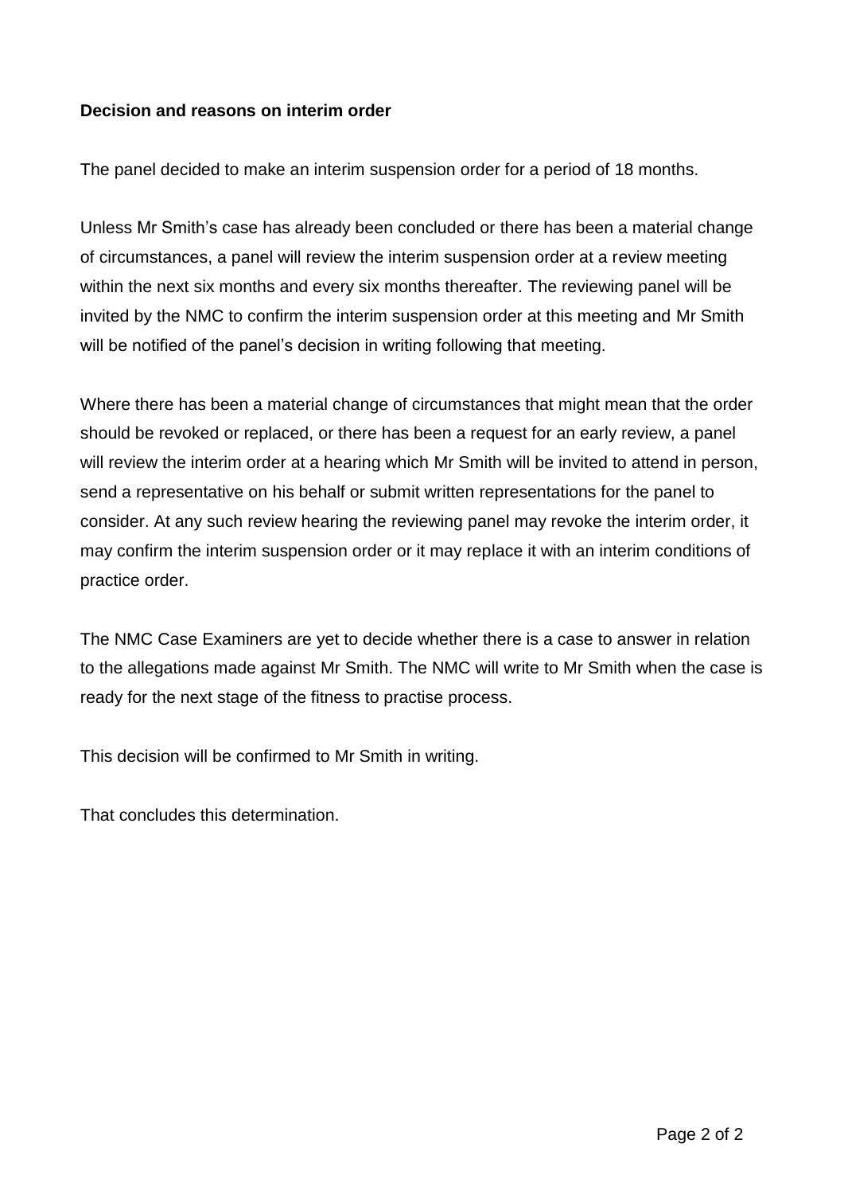**Decision and reasons on interim order**

The panel decided to make an interim suspension order for a period of 18 months.

Unless Mr Smith's case has already been concluded or there has been a material change of circumstances, a panel will review the interim suspension order at a review meeting within the next six months and every six months thereafter. The reviewing panel will be invited by the NMC to confirm the interim suspension order at this meeting and Mr Smith will be notified of the panel's decision in writing following that meeting.

Where there has been a material change of circumstances that might mean that the order should be revoked or replaced, or there has been a request for an early review, a panel will review the interim order at a hearing which Mr Smith will be invited to attend in person, send a representative on his behalf or submit written representations for the panel to consider. At any such review hearing the reviewing panel may revoke the interim order, it may confirm the interim suspension order or it may replace it with an interim conditions of practice order.

The NMC Case Examiners are yet to decide whether there is a case to answer in relation to the allegations made against Mr Smith. The NMC will write to Mr Smith when the case is ready for the next stage of the fitness to practise process.

This decision will be confirmed to Mr Smith in writing.

That concludes this determination.